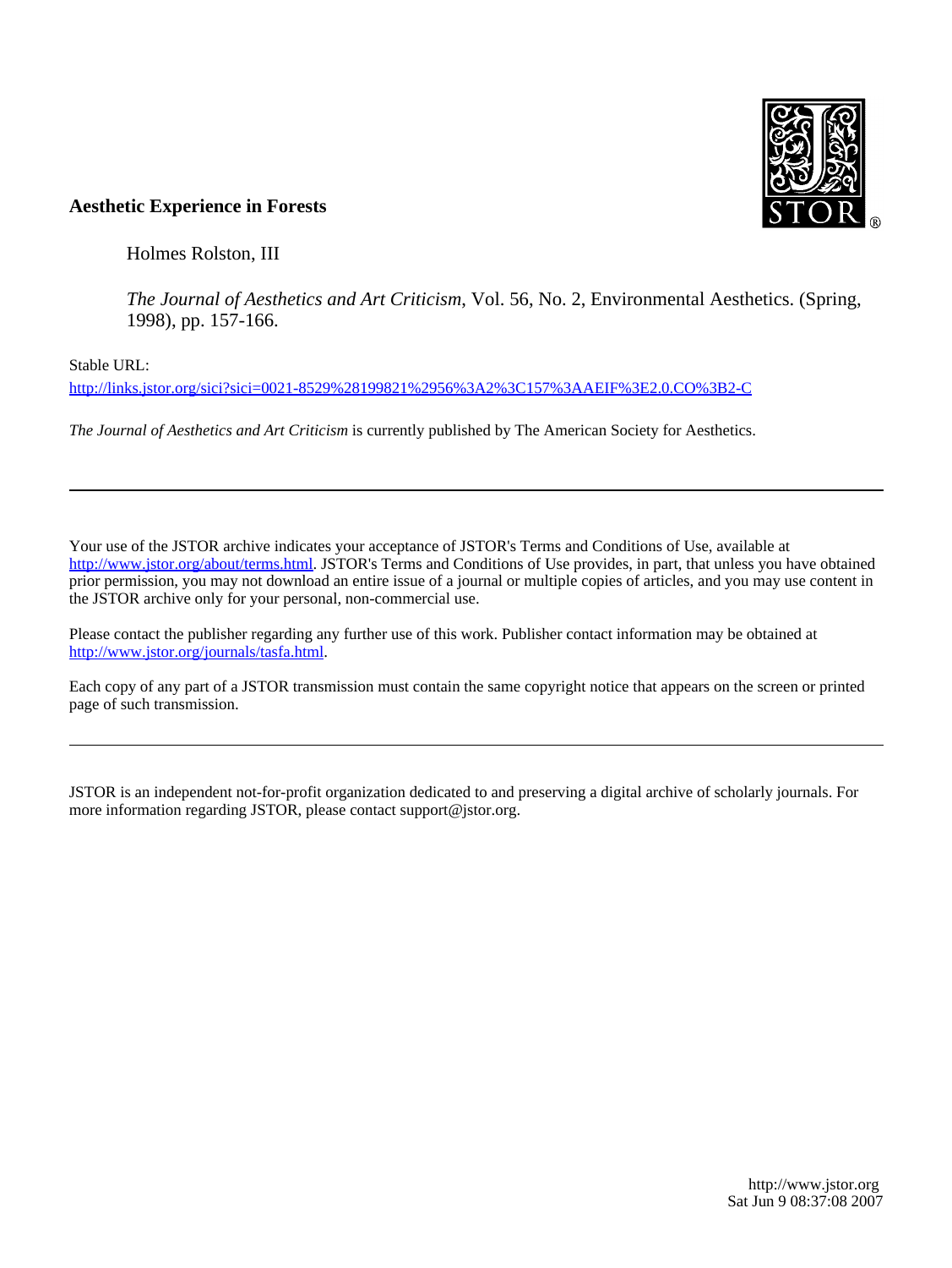**Aesthetic Experience in Forests**

Holmes Rolston, III

*The Journal of Aesthetics and Art Criticism*, Vol. 56, No. 2, Environmental Aesthetics. (Spring, 1998), pp. 157-166.

Stable URL:

http://links.jstor.org/sici?sici=0021-8529%28199821%2956%3A2%3C157%3AAEIF%3E2.0.CO%3B2-C

*The Journal of Aesthetics and Art Criticism* is currently published by The American Society for Aesthetics.

---

Your use of the JSTOR archive indicates your acceptance of JSTOR's Terms and Conditions of Use, available at http://www.jstor.org/about/terms.html. JSTOR's Terms and Conditions of Use provides, in part, that unless you have obtained prior permission, you may not download an entire issue of a journal or multiple copies of articles, and you may use content in the JSTOR archive only for your personal, non-commercial use.

Please contact the publisher regarding any further use of this work. Publisher contact information may be obtained at http://www.jstor.org/journals/tasfa.html.

Each copy of any part of a JSTOR transmission must contain the same copyright notice that appears on the screen or printed page of such transmission.

---

JSTOR is an independent not-for-profit organization dedicated to and preserving a digital archive of scholarly journals. For more information regarding JSTOR, please contact support@jstor.org.

http://www.jstor.org
Sat Jun 9 08:37:08 2007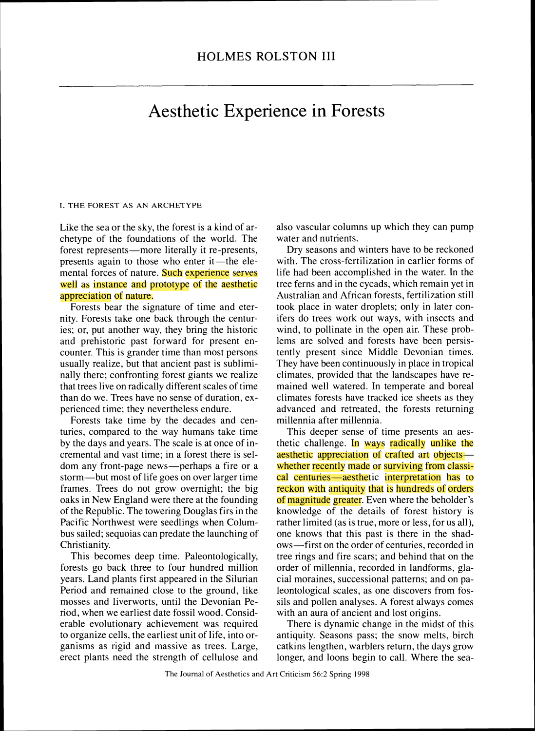# HOLMES ROLSTON III

# Aesthetic Experience in Forests

## I. THE FOREST AS AN ARCHETYPE

Like the sea or the sky, the forest is a kind of archetype of the foundations of the world. The forest represents—more literally it re-presents, presents again to those who enter it—the elemental forces of nature. Such experience serves well as instance and prototype of the aesthetic appreciation of nature.

Forests bear the signature of time and eternity. Forests take one back through the centuries; or, put another way, they bring the historic and prehistoric past forward for present encounter. This is grander time than most persons usually realize, but that ancient past is subliminally there; confronting forest giants we realize that trees live on radically different scales of time than do we. Trees have no sense of duration, experienced time; they nevertheless endure.

Forests take time by the decades and centuries, compared to the way humans take time by the days and years. The scale is at once of incremental and vast time; in a forest there is seldom any front-page news—perhaps a fire or a storm—but most of life goes on over larger time frames. Trees do not grow overnight; the big oaks in New England were there at the founding of the Republic. The towering Douglas firs in the Pacific Northwest were seedlings when Columbus sailed; sequoias can predate the launching of Christianity.

This becomes deep time. Paleontologically, forests go back three to four hundred million years. Land plants first appeared in the Silurian Period and remained close to the ground, like mosses and liverworts, until the Devonian Period, when we earliest date fossil wood. Considerable evolutionary achievement was required to organize cells, the earliest unit of life, into organisms as rigid and massive as trees. Large, erect plants need the strength of cellulose and also vascular columns up which they can pump water and nutrients.

Dry seasons and winters have to be reckoned with. The cross-fertilization in earlier forms of life had been accomplished in the water. In the tree ferns and in the cycads, which remain yet in Australian and African forests, fertilization still took place in water droplets; only in later conifers do trees work out ways, with insects and wind, to pollinate in the open air. These problems are solved and forests have been persistently present since Middle Devonian times. They have been continuously in place in tropical climates, provided that the landscapes have remained well watered. In temperate and boreal climates forests have tracked ice sheets as they advanced and retreated, the forests returning millennia after millennia.

This deeper sense of time presents an aesthetic challenge. In ways radically unlike the aesthetic appreciation of crafted art objects—whether recently made or surviving from classical centuries—aesthetic interpretation has to reckon with antiquity that is hundreds of orders of magnitude greater. Even where the beholder's knowledge of the details of forest history is rather limited (as is true, more or less, for us all), one knows that this past is there in the shadows—first on the order of centuries, recorded in tree rings and fire scars; and behind that on the order of millennia, recorded in landforms, glacial moraines, successional patterns; and on paleontological scales, as one discovers from fossils and pollen analyses. A forest always comes with an aura of ancient and lost origins.

There is dynamic change in the midst of this antiquity. Seasons pass; the snow melts, birch catkins lengthen, warblers return, the days grow longer, and loons begin to call. Where the sea-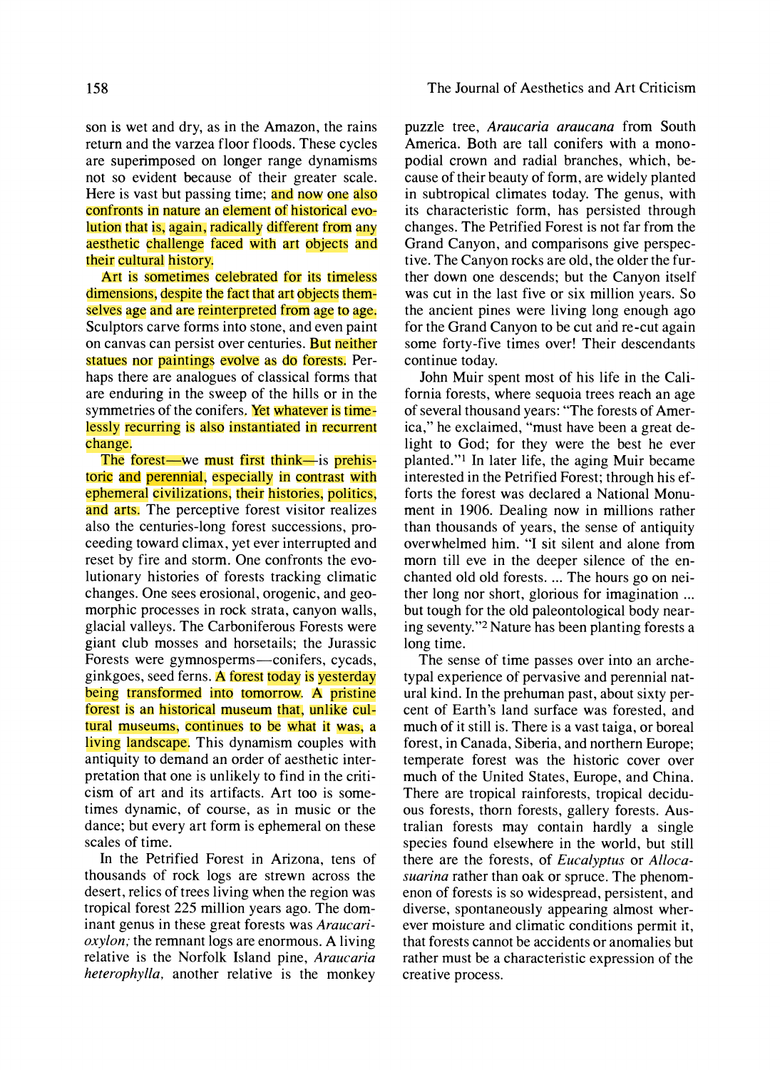son is wet and dry, as in the Amazon, the rains return and the varzea floor floods. These cycles are superimposed on longer range dynamisms not so evident because of their greater scale. Here is vast but passing time; and now one also confronts in nature an element of historical evolution that is, again, radically different from any aesthetic challenge faced with art objects and their cultural history.

Art is sometimes celebrated for its timeless dimensions, despite the fact that art objects themselves age and are reinterpreted from age to age. Sculptors carve forms into stone, and even paint on canvas can persist over centuries. But neither statues nor paintings evolve as do forests. Perhaps there are analogues of classical forms that are enduring in the sweep of the hills or in the symmetries of the conifers. Yet whatever is timelessly recurring is also instantiated in recurrent change.

The forest—we must first think—is prehistoric and perennial, especially in contrast with ephemeral civilizations, their histories, politics, and arts. The perceptive forest visitor realizes also the centuries-long forest successions, proceeding toward climax, yet ever interrupted and reset by fire and storm. One confronts the evolutionary histories of forests tracking climatic changes. One sees erosional, orogenic, and geomorphic processes in rock strata, canyon walls, glacial valleys. The Carboniferous Forests were giant club mosses and horsetails; the Jurassic Forests were gymnosperms—conifers, cycads, ginkgoes, seed ferns. A forest today is yesterday being transformed into tomorrow. A pristine forest is an historical museum that, unlike cultural museums, continues to be what it was, a living landscape. This dynamism couples with antiquity to demand an order of aesthetic interpretation that one is unlikely to find in the criticism of art and its artifacts. Art too is sometimes dynamic, of course, as in music or the dance; but every art form is ephemeral on these scales of time.

In the Petrified Forest in Arizona, tens of thousands of rock logs are strewn across the desert, relics of trees living when the region was tropical forest 225 million years ago. The dominant genus in these great forests was *Araucarioxylon;* the remnant logs are enormous. A living relative is the Norfolk Island pine, *Araucaria heterophylla,* another relative is the monkey puzzle tree, *Araucaria araucana* from South America. Both are tall conifers with a monopodial crown and radial branches, which, because of their beauty of form, are widely planted in subtropical climates today. The genus, with its characteristic form, has persisted through changes. The Petrified Forest is not far from the Grand Canyon, and comparisons give perspective. The Canyon rocks are old, the older the further down one descends; but the Canyon itself was cut in the last five or six million years. So the ancient pines were living long enough ago for the Grand Canyon to be cut and re-cut again some forty-five times over! Their descendants continue today.

John Muir spent most of his life in the California forests, where sequoia trees reach an age of several thousand years: "The forests of America," he exclaimed, "must have been a great delight to God; for they were the best he ever planted."[1] In later life, the aging Muir became interested in the Petrified Forest; through his efforts the forest was declared a National Monument in 1906. Dealing now in millions rather than thousands of years, the sense of antiquity overwhelmed him. "I sit silent and alone from morn till eve in the deeper silence of the enchanted old old forests. ... The hours go on neither long nor short, glorious for imagination ... but tough for the old paleontological body nearing seventy."[2] Nature has been planting forests a long time.

The sense of time passes over into an archetypal experience of pervasive and perennial natural kind. In the prehuman past, about sixty percent of Earth's land surface was forested, and much of it still is. There is a vast taiga, or boreal forest, in Canada, Siberia, and northern Europe; temperate forest was the historic cover over much of the United States, Europe, and China. There are tropical rainforests, tropical deciduous forests, thorn forests, gallery forests. Australian forests may contain hardly a single species found elsewhere in the world, but still there are the forests, of *Eucalyptus* or *Allocasuarina* rather than oak or spruce. The phenomenon of forests is so widespread, persistent, and diverse, spontaneously appearing almost wherever moisture and climatic conditions permit it, that forests cannot be accidents or anomalies but rather must be a characteristic expression of the creative process.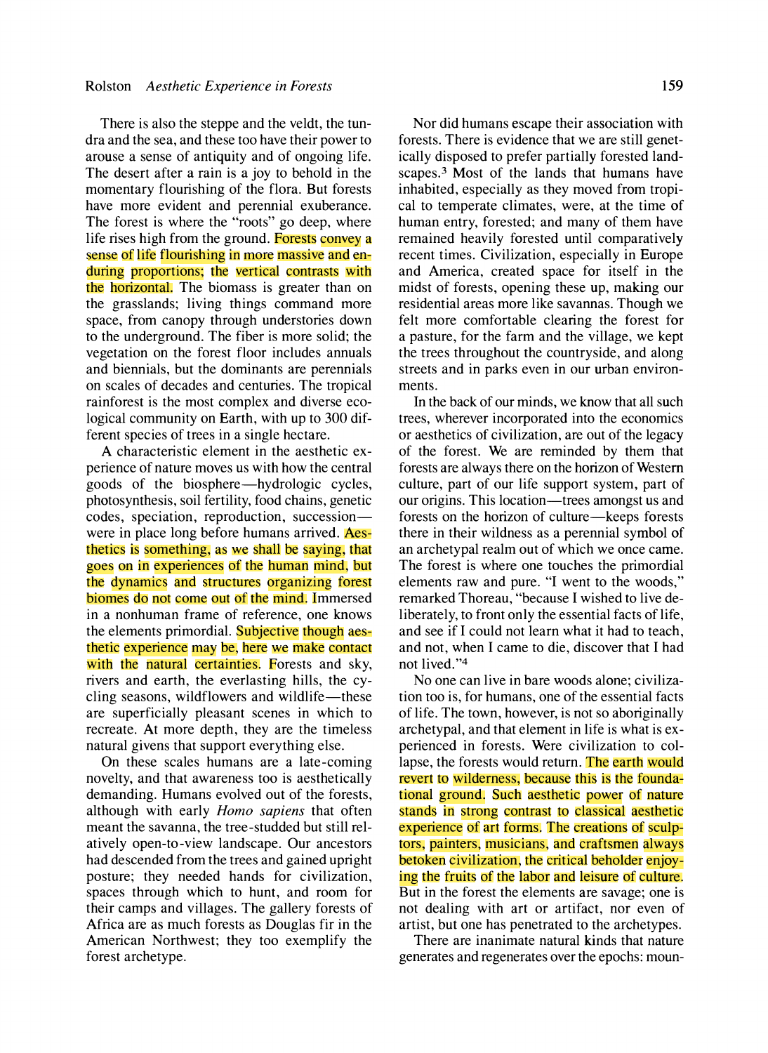There is also the steppe and the veldt, the tundra and the sea, and these too have their power to arouse a sense of antiquity and of ongoing life. The desert after a rain is a joy to behold in the momentary flourishing of the flora. But forests have more evident and perennial exuberance. The forest is where the "roots" go deep, where life rises high from the ground. Forests convey a sense of life flourishing in more massive and enduring proportions; the vertical contrasts with the horizontal. The biomass is greater than on the grasslands; living things command more space, from canopy through understories down to the underground. The fiber is more solid; the vegetation on the forest floor includes annuals and biennials, but the dominants are perennials on scales of decades and centuries. The tropical rainforest is the most complex and diverse ecological community on Earth, with up to 300 different species of trees in a single hectare.

A characteristic element in the aesthetic experience of nature moves us with how the central goods of the biosphere—hydrologic cycles, photosynthesis, soil fertility, food chains, genetic codes, speciation, reproduction, succession—were in place long before humans arrived. Aesthetics is something, as we shall be saying, that goes on in experiences of the human mind, but the dynamics and structures organizing forest biomes do not come out of the mind. Immersed in a nonhuman frame of reference, one knows the elements primordial. Subjective though aesthetic experience may be, here we make contact with the natural certainties. Forests and sky, rivers and earth, the everlasting hills, the cycling seasons, wildflowers and wildlife—these are superficially pleasant scenes in which to recreate. At more depth, they are the timeless natural givens that support everything else.

On these scales humans are a late-coming novelty, and that awareness too is aesthetically demanding. Humans evolved out of the forests, although with early *Homo sapiens* that often meant the savanna, the tree-studded but still relatively open-to-view landscape. Our ancestors had descended from the trees and gained upright posture; they needed hands for civilization, spaces through which to hunt, and room for their camps and villages. The gallery forests of Africa are as much forests as Douglas fir in the American Northwest; they too exemplify the forest archetype.

Nor did humans escape their association with forests. There is evidence that we are still genetically disposed to prefer partially forested landscapes.[3] Most of the lands that humans have inhabited, especially as they moved from tropical to temperate climates, were, at the time of human entry, forested; and many of them have remained heavily forested until comparatively recent times. Civilization, especially in Europe and America, created space for itself in the midst of forests, opening these up, making our residential areas more like savannas. Though we felt more comfortable clearing the forest for a pasture, for the farm and the village, we kept the trees throughout the countryside, and along streets and in parks even in our urban environments.

In the back of our minds, we know that all such trees, wherever incorporated into the economics or aesthetics of civilization, are out of the legacy of the forest. We are reminded by them that forests are always there on the horizon of Western culture, part of our life support system, part of our origins. This location—trees amongst us and forests on the horizon of culture—keeps forests there in their wildness as a perennial symbol of an archetypal realm out of which we once came. The forest is where one touches the primordial elements raw and pure. "I went to the woods," remarked Thoreau, "because I wished to live deliberately, to front only the essential facts of life, and see if I could not learn what it had to teach, and not, when I came to die, discover that I had not lived."[4]

No one can live in bare woods alone; civilization too is, for humans, one of the essential facts of life. The town, however, is not so aboriginally archetypal, and that element in life is what is experienced in forests. Were civilization to collapse, the forests would return. The earth would revert to wilderness, because this is the foundational ground. Such aesthetic power of nature stands in strong contrast to classical aesthetic experience of art forms. The creations of sculptors, painters, musicians, and craftsmen always betoken civilization, the critical beholder enjoying the fruits of the labor and leisure of culture. But in the forest the elements are savage; one is not dealing with art or artifact, nor even of artist, but one has penetrated to the archetypes.

There are inanimate natural kinds that nature generates and regenerates over the epochs: moun-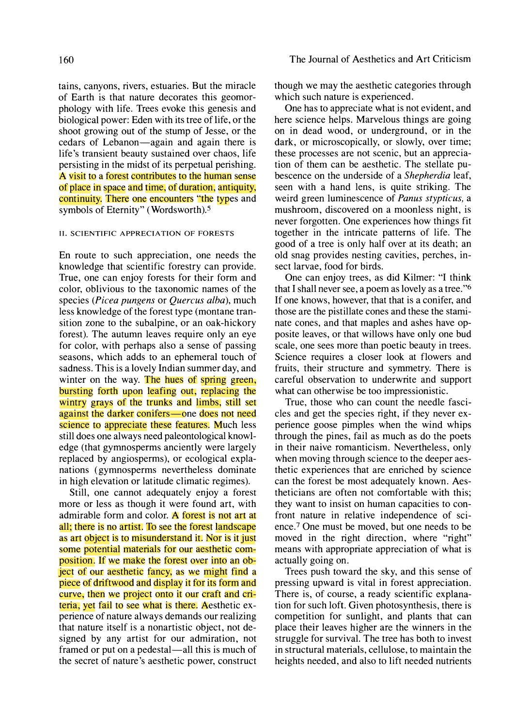tains, canyons, rivers, estuaries. But the miracle of Earth is that nature decorates this geomorphology with life. Trees evoke this genesis and biological power: Eden with its tree of life, or the shoot growing out of the stump of Jesse, or the cedars of Lebanon—again and again there is life's transient beauty sustained over chaos, life persisting in the midst of its perpetual perishing. A visit to a forest contributes to the human sense of place in space and time, of duration, antiquity, continuity. There one encounters "the types and symbols of Eternity" (Wordsworth).[5]

## II. SCIENTIFIC APPRECIATION OF FORESTS

En route to such appreciation, one needs the knowledge that scientific forestry can provide. True, one can enjoy forests for their form and color, oblivious to the taxonomic names of the species (*Picea pungens* or *Quercus alba*), much less knowledge of the forest type (montane transition zone to the subalpine, or an oak-hickory forest). The autumn leaves require only an eye for color, with perhaps also a sense of passing seasons, which adds to an ephemeral touch of sadness. This is a lovely Indian summer day, and winter on the way. The hues of spring green, bursting forth upon leafing out, replacing the wintry grays of the trunks and limbs, still set against the darker conifers—one does not need science to appreciate these features. Much less still does one always need paleontological knowledge (that gymnosperms anciently were largely replaced by angiosperms), or ecological explanations (gymnosperms nevertheless dominate in high elevation or latitude climatic regimes).

Still, one cannot adequately enjoy a forest more or less as though it were found art, with admirable form and color. A forest is not art at all; there is no artist. To see the forest landscape as art object is to misunderstand it. Nor is it just some potential materials for our aesthetic composition. If we make the forest over into an object of our aesthetic fancy, as we might find a piece of driftwood and display it for its form and curve, then we project onto it our craft and criteria, yet fail to see what is there. Aesthetic experience of nature always demands our realizing that nature itself is a nonartistic object, not designed by any artist for our admiration, not framed or put on a pedestal—all this is much of the secret of nature's aesthetic power, construct though we may the aesthetic categories through which such nature is experienced.

One has to appreciate what is not evident, and here science helps. Marvelous things are going on in dead wood, or underground, or in the dark, or microscopically, or slowly, over time; these processes are not scenic, but an appreciation of them can be aesthetic. The stellate pubescence on the underside of a *Shepherdia* leaf, seen with a hand lens, is quite striking. The weird green luminescence of *Panus stypticus*, a mushroom, discovered on a moonless night, is never forgotten. One experiences how things fit together in the intricate patterns of life. The good of a tree is only half over at its death; an old snag provides nesting cavities, perches, insect larvae, food for birds.

One can enjoy trees, as did Kilmer: "I think that I shall never see, a poem as lovely as a tree."[6] If one knows, however, that that is a conifer, and those are the pistillate cones and these the staminate cones, and that maples and ashes have opposite leaves, or that willows have only one bud scale, one sees more than poetic beauty in trees. Science requires a closer look at flowers and fruits, their structure and symmetry. There is careful observation to underwrite and support what can otherwise be too impressionistic.

True, those who can count the needle fascicles and get the species right, if they never experience goose pimples when the wind whips through the pines, fail as much as do the poets in their naive romanticism. Nevertheless, only when moving through science to the deeper aesthetic experiences that are enriched by science can the forest be most adequately known. Aestheticians are often not comfortable with this; they want to insist on human capacities to confront nature in relative independence of science.[7] One must be moved, but one needs to be moved in the right direction, where "right" means with appropriate appreciation of what is actually going on.

Trees push toward the sky, and this sense of pressing upward is vital in forest appreciation. There is, of course, a ready scientific explanation for such loft. Given photosynthesis, there is competition for sunlight, and plants that can place their leaves higher are the winners in the struggle for survival. The tree has both to invest in structural materials, cellulose, to maintain the heights needed, and also to lift needed nutrients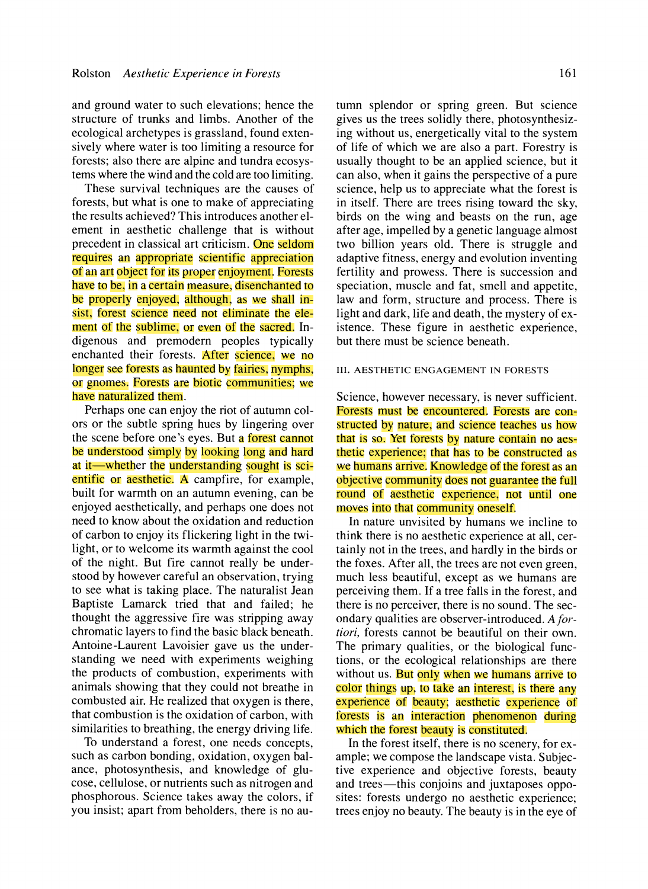and ground water to such elevations; hence the structure of trunks and limbs. Another of the ecological archetypes is grassland, found extensively where water is too limiting a resource for forests; also there are alpine and tundra ecosystems where the wind and the cold are too limiting.

These survival techniques are the causes of forests, but what is one to make of appreciating the results achieved? This introduces another element in aesthetic challenge that is without precedent in classical art criticism. One seldom requires an appropriate scientific appreciation of an art object for its proper enjoyment. Forests have to be, in a certain measure, disenchanted to be properly enjoyed, although, as we shall insist, forest science need not eliminate the element of the sublime, or even of the sacred. Indigenous and premodern peoples typically enchanted their forests. After science, we no longer see forests as haunted by fairies, nymphs, or gnomes. Forests are biotic communities; we have naturalized them.

Perhaps one can enjoy the riot of autumn colors or the subtle spring hues by lingering over the scene before one's eyes. But a forest cannot be understood simply by looking long and hard at it—whether the understanding sought is scientific or aesthetic. A campfire, for example, built for warmth on an autumn evening, can be enjoyed aesthetically, and perhaps one does not need to know about the oxidation and reduction of carbon to enjoy its flickering light in the twilight, or to welcome its warmth against the cool of the night. But fire cannot really be understood by however careful an observation, trying to see what is taking place. The naturalist Jean Baptiste Lamarck tried that and failed; he thought the aggressive fire was stripping away chromatic layers to find the basic black beneath. Antoine-Laurent Lavoisier gave us the understanding we need with experiments weighing the products of combustion, experiments with animals showing that they could not breathe in combusted air. He realized that oxygen is there, that combustion is the oxidation of carbon, with similarities to breathing, the energy driving life.

To understand a forest, one needs concepts, such as carbon bonding, oxidation, oxygen balance, photosynthesis, and knowledge of glucose, cellulose, or nutrients such as nitrogen and phosphorous. Science takes away the colors, if you insist; apart from beholders, there is no autumn splendor or spring green. But science gives us the trees solidly there, photosynthesizing without us, energetically vital to the system of life of which we are also a part. Forestry is usually thought to be an applied science, but it can also, when it gains the perspective of a pure science, help us to appreciate what the forest is in itself. There are trees rising toward the sky, birds on the wing and beasts on the run, age after age, impelled by a genetic language almost two billion years old. There is struggle and adaptive fitness, energy and evolution inventing fertility and prowess. There is succession and speciation, muscle and fat, smell and appetite, law and form, structure and process. There is light and dark, life and death, the mystery of existence. These figure in aesthetic experience, but there must be science beneath.

## III. AESTHETIC ENGAGEMENT IN FORESTS

Science, however necessary, is never sufficient. Forests must be encountered. Forests are constructed by nature, and science teaches us how that is so. Yet forests by nature contain no aesthetic experience; that has to be constructed as we humans arrive. Knowledge of the forest as an objective community does not guarantee the full round of aesthetic experience, not until one moves into that community oneself.

In nature unvisited by humans we incline to think there is no aesthetic experience at all, certainly not in the trees, and hardly in the birds or the foxes. After all, the trees are not even green, much less beautiful, except as we humans are perceiving them. If a tree falls in the forest, and there is no perceiver, there is no sound. The secondary qualities are observer-introduced. *A fortiori,* forests cannot be beautiful on their own. The primary qualities, or the biological functions, or the ecological relationships are there without us. But only when we humans arrive to color things up, to take an interest, is there any experience of beauty; aesthetic experience of forests is an interaction phenomenon during which the forest beauty is constituted.

In the forest itself, there is no scenery, for example; we compose the landscape vista. Subjective experience and objective forests, beauty and trees—this conjoins and juxtaposes opposites: forests undergo no aesthetic experience; trees enjoy no beauty. The beauty is in the eye of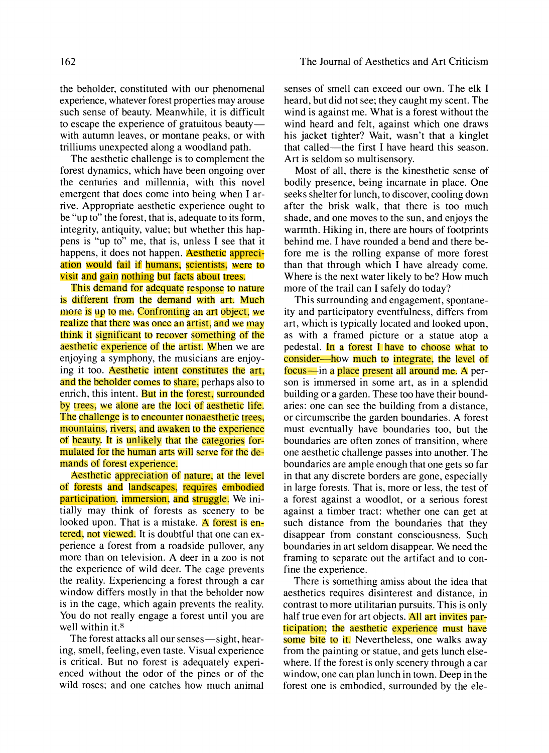the beholder, constituted with our phenomenal experience, whatever forest properties may arouse such sense of beauty. Meanwhile, it is difficult to escape the experience of gratuitous beauty—with autumn leaves, or montane peaks, or with trilliums unexpected along a woodland path.

The aesthetic challenge is to complement the forest dynamics, which have been ongoing over the centuries and millennia, with this novel emergent that does come into being when I arrive. Appropriate aesthetic experience ought to be "up to" the forest, that is, adequate to its form, integrity, antiquity, value; but whether this happens is "up to" me, that is, unless I see that it happens, it does not happen. Aesthetic appreciation would fail if humans, scientists, were to visit and gain nothing but facts about trees.

This demand for adequate response to nature is different from the demand with art. Much more is up to me. Confronting an art object, we realize that there was once an artist, and we may think it significant to recover something of the aesthetic experience of the artist. When we are enjoying a symphony, the musicians are enjoying it too. Aesthetic intent constitutes the art, and the beholder comes to share, perhaps also to enrich, this intent. But in the forest, surrounded by trees, we alone are the loci of aesthetic life. The challenge is to encounter nonaesthetic trees, mountains, rivers, and awaken to the experience of beauty. It is unlikely that the categories formulated for the human arts will serve for the demands of forest experience.

Aesthetic appreciation of nature, at the level of forests and landscapes, requires embodied participation, immersion, and struggle. We initially may think of forests as scenery to be looked upon. That is a mistake. A forest is entered, not viewed. It is doubtful that one can experience a forest from a roadside pullover, any more than on television. A deer in a zoo is not the experience of wild deer. The cage prevents the reality. Experiencing a forest through a car window differs mostly in that the beholder now is in the cage, which again prevents the reality. You do not really engage a forest until you are well within it.[8]

The forest attacks all our senses—sight, hearing, smell, feeling, even taste. Visual experience is critical. But no forest is adequately experienced without the odor of the pines or of the wild roses; and one catches how much animal senses of smell can exceed our own. The elk I heard, but did not see; they caught my scent. The wind is against me. What is a forest without the wind heard and felt, against which one draws his jacket tighter? Wait, wasn't that a kinglet that called—the first I have heard this season. Art is seldom so multisensory.

Most of all, there is the kinesthetic sense of bodily presence, being incarnate in place. One seeks shelter for lunch, to discover, cooling down after the brisk walk, that there is too much shade, and one moves to the sun, and enjoys the warmth. Hiking in, there are hours of footprints behind me. I have rounded a bend and there before me is the rolling expanse of more forest than that through which I have already come. Where is the next water likely to be? How much more of the trail can I safely do today?

This surrounding and engagement, spontaneity and participatory eventfulness, differs from art, which is typically located and looked upon, as with a framed picture or a statue atop a pedestal. In a forest I have to choose what to consider—how much to integrate, the level of focus—in a place present all around me. A person is immersed in some art, as in a splendid building or a garden. These too have their boundaries: one can see the building from a distance, or circumscribe the garden boundaries. A forest must eventually have boundaries too, but the boundaries are often zones of transition, where one aesthetic challenge passes into another. The boundaries are ample enough that one gets so far in that any discrete borders are gone, especially in large forests. That is, more or less, the test of a forest against a woodlot, or a serious forest against a timber tract: whether one can get at such distance from the boundaries that they disappear from constant consciousness. Such boundaries in art seldom disappear. We need the framing to separate out the artifact and to confine the experience.

There is something amiss about the idea that aesthetics requires disinterest and distance, in contrast to more utilitarian pursuits. This is only half true even for art objects. All art invites participation; the aesthetic experience must have some bite to it. Nevertheless, one walks away from the painting or statue, and gets lunch elsewhere. If the forest is only scenery through a car window, one can plan lunch in town. Deep in the forest one is embodied, surrounded by the ele-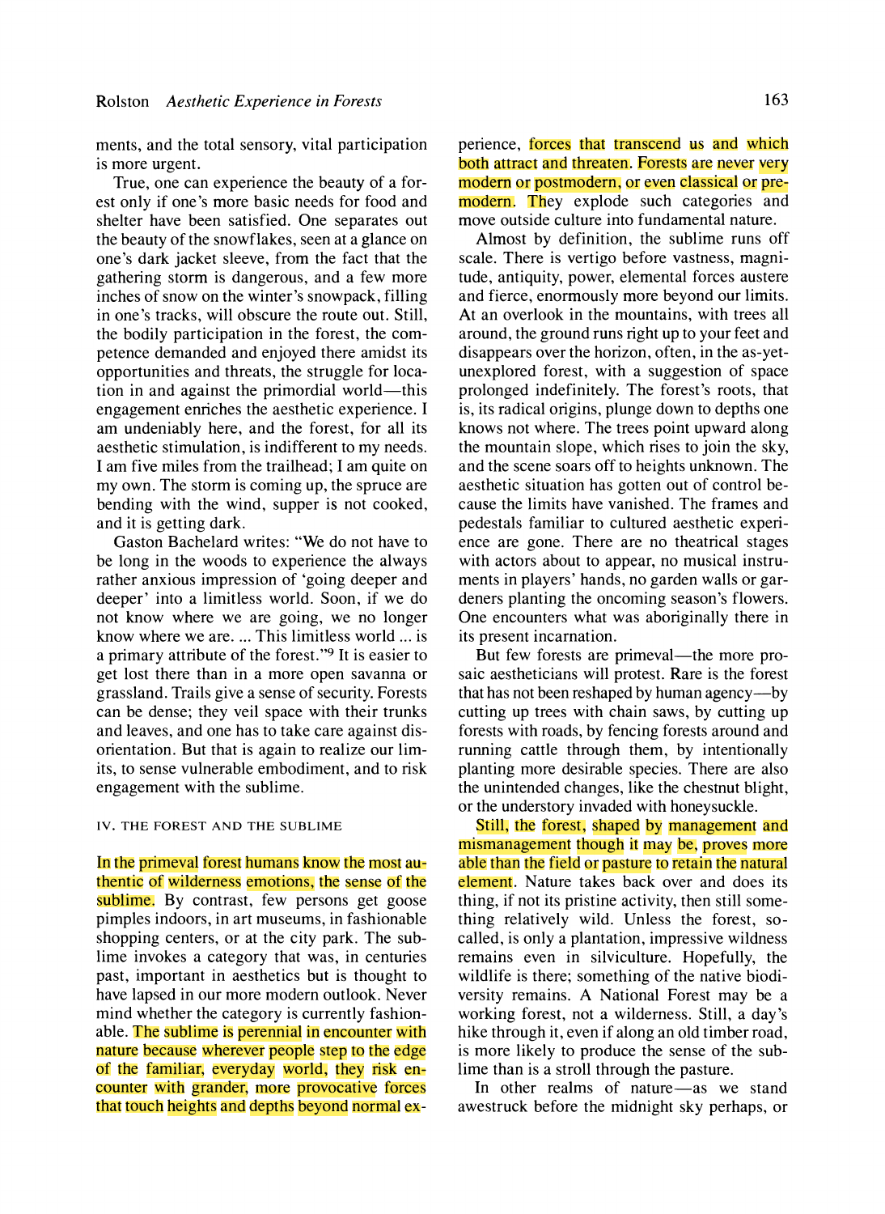ments, and the total sensory, vital participation is more urgent.

True, one can experience the beauty of a forest only if one's more basic needs for food and shelter have been satisfied. One separates out the beauty of the snowflakes, seen at a glance on one's dark jacket sleeve, from the fact that the gathering storm is dangerous, and a few more inches of snow on the winter's snowpack, filling in one's tracks, will obscure the route out. Still, the bodily participation in the forest, the competence demanded and enjoyed there amidst its opportunities and threats, the struggle for location in and against the primordial world—this engagement enriches the aesthetic experience. I am undeniably here, and the forest, for all its aesthetic stimulation, is indifferent to my needs. I am five miles from the trailhead; I am quite on my own. The storm is coming up, the spruce are bending with the wind, supper is not cooked, and it is getting dark.

Gaston Bachelard writes: "We do not have to be long in the woods to experience the always rather anxious impression of 'going deeper and deeper' into a limitless world. Soon, if we do not know where we are going, we no longer know where we are. ... This limitless world ... is a primary attribute of the forest."[9] It is easier to get lost there than in a more open savanna or grassland. Trails give a sense of security. Forests can be dense; they veil space with their trunks and leaves, and one has to take care against disorientation. But that is again to realize our limits, to sense vulnerable embodiment, and to risk engagement with the sublime.

## IV. THE FOREST AND THE SUBLIME

In the primeval forest humans know the most authentic of wilderness emotions, the sense of the sublime. By contrast, few persons get goose pimples indoors, in art museums, in fashionable shopping centers, or at the city park. The sublime invokes a category that was, in centuries past, important in aesthetics but is thought to have lapsed in our more modern outlook. Never mind whether the category is currently fashionable. The sublime is perennial in encounter with nature because wherever people step to the edge of the familiar, everyday world, they risk encounter with grander, more provocative forces that touch heights and depths beyond normal experience, forces that transcend us and which both attract and threaten. Forests are never very modern or postmodern, or even classical or premodern. They explode such categories and move outside culture into fundamental nature.

Almost by definition, the sublime runs off scale. There is vertigo before vastness, magnitude, antiquity, power, elemental forces austere and fierce, enormously more beyond our limits. At an overlook in the mountains, with trees all around, the ground runs right up to your feet and disappears over the horizon, often, in the as-yet-unexplored forest, with a suggestion of space prolonged indefinitely. The forest's roots, that is, its radical origins, plunge down to depths one knows not where. The trees point upward along the mountain slope, which rises to join the sky, and the scene soars off to heights unknown. The aesthetic situation has gotten out of control because the limits have vanished. The frames and pedestals familiar to cultured aesthetic experience are gone. There are no theatrical stages with actors about to appear, no musical instruments in players' hands, no garden walls or gardeners planting the oncoming season's flowers. One encounters what was aboriginally there in its present incarnation.

But few forests are primeval—the more prosaic aestheticians will protest. Rare is the forest that has not been reshaped by human agency—by cutting up trees with chain saws, by cutting up forests with roads, by fencing forests around and running cattle through them, by intentionally planting more desirable species. There are also the unintended changes, like the chestnut blight, or the understory invaded with honeysuckle.

Still, the forest, shaped by management and mismanagement though it may be, proves more able than the field or pasture to retain the natural element. Nature takes back over and does its thing, if not its pristine activity, then still something relatively wild. Unless the forest, so-called, is only a plantation, impressive wildness remains even in silviculture. Hopefully, the wildlife is there; something of the native biodiversity remains. A National Forest may be a working forest, not a wilderness. Still, a day's hike through it, even if along an old timber road, is more likely to produce the sense of the sublime than is a stroll through the pasture.

In other realms of nature—as we stand awestruck before the midnight sky perhaps, or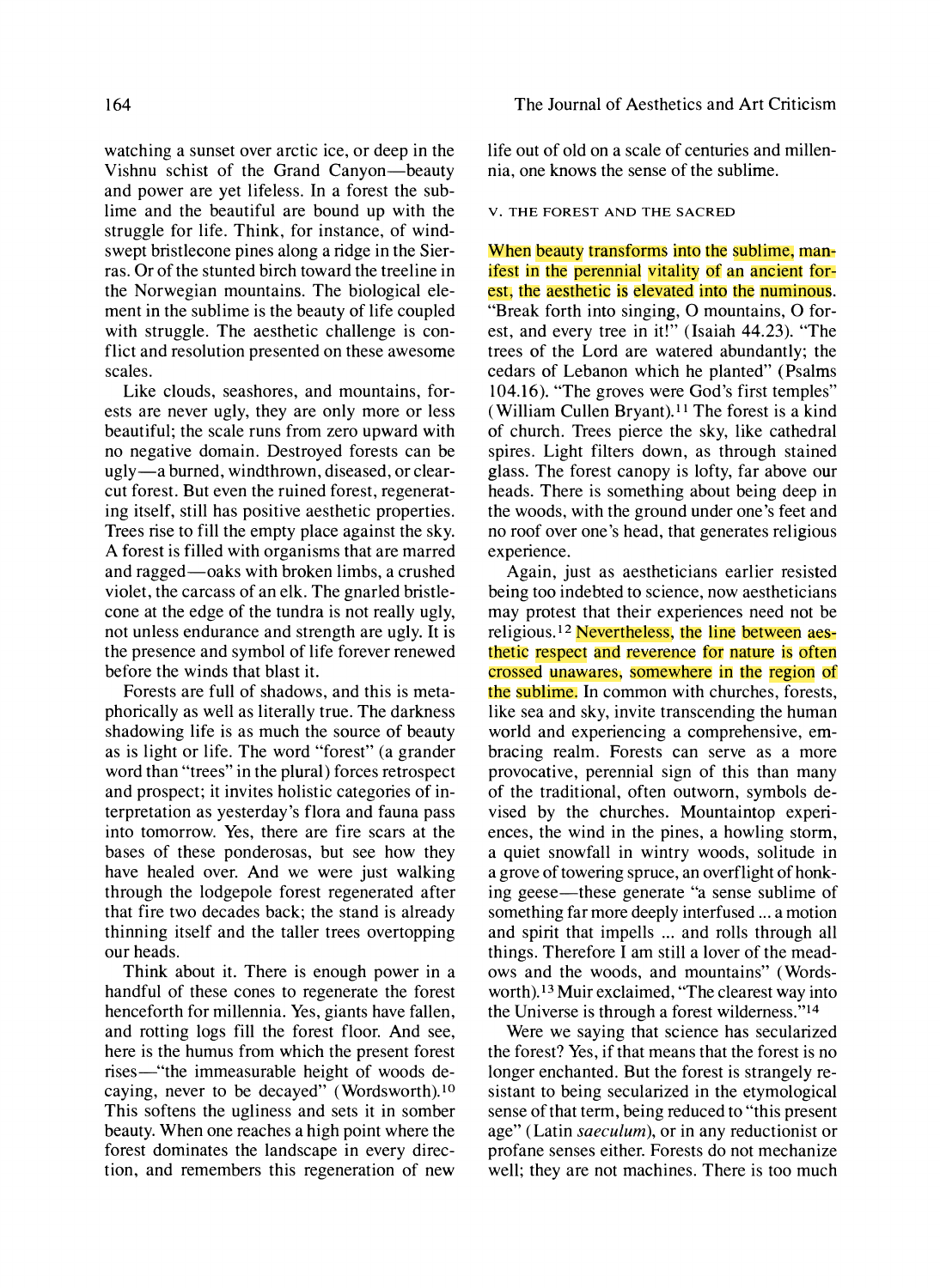watching a sunset over arctic ice, or deep in the Vishnu schist of the Grand Canyon—beauty and power are yet lifeless. In a forest the sublime and the beautiful are bound up with the struggle for life. Think, for instance, of windswept bristlecone pines along a ridge in the Sierras. Or of the stunted birch toward the treeline in the Norwegian mountains. The biological element in the sublime is the beauty of life coupled with struggle. The aesthetic challenge is conflict and resolution presented on these awesome scales.

Like clouds, seashores, and mountains, forests are never ugly, they are only more or less beautiful; the scale runs from zero upward with no negative domain. Destroyed forests can be ugly—a burned, windthrown, diseased, or clearcut forest. But even the ruined forest, regenerating itself, still has positive aesthetic properties. Trees rise to fill the empty place against the sky. A forest is filled with organisms that are marred and ragged—oaks with broken limbs, a crushed violet, the carcass of an elk. The gnarled bristlecone at the edge of the tundra is not really ugly, not unless endurance and strength are ugly. It is the presence and symbol of life forever renewed before the winds that blast it.

Forests are full of shadows, and this is metaphorically as well as literally true. The darkness shadowing life is as much the source of beauty as is light or life. The word "forest" (a grander word than "trees" in the plural) forces retrospect and prospect; it invites holistic categories of interpretation as yesterday's flora and fauna pass into tomorrow. Yes, there are fire scars at the bases of these ponderosas, but see how they have healed over. And we were just walking through the lodgepole forest regenerated after that fire two decades back; the stand is already thinning itself and the taller trees overtopping our heads.

Think about it. There is enough power in a handful of these cones to regenerate the forest henceforth for millennia. Yes, giants have fallen, and rotting logs fill the forest floor. And see, here is the humus from which the present forest rises—"the immeasurable height of woods decaying, never to be decayed" (Wordsworth).[10] This softens the ugliness and sets it in somber beauty. When one reaches a high point where the forest dominates the landscape in every direction, and remembers this regeneration of new life out of old on a scale of centuries and millennia, one knows the sense of the sublime.

## V. THE FOREST AND THE SACRED

When beauty transforms into the sublime, manifest in the perennial vitality of an ancient forest, the aesthetic is elevated into the numinous. "Break forth into singing, O mountains, O forest, and every tree in it!" (Isaiah 44.23). "The trees of the Lord are watered abundantly; the cedars of Lebanon which he planted" (Psalms 104.16). "The groves were God's first temples" (William Cullen Bryant).[11] The forest is a kind of church. Trees pierce the sky, like cathedral spires. Light filters down, as through stained glass. The forest canopy is lofty, far above our heads. There is something about being deep in the woods, with the ground under one's feet and no roof over one's head, that generates religious experience.

Again, just as aestheticians earlier resisted being too indebted to science, now aestheticians may protest that their experiences need not be religious.[12] Nevertheless, the line between aesthetic respect and reverence for nature is often crossed unawares, somewhere in the region of the sublime. In common with churches, forests, like sea and sky, invite transcending the human world and experiencing a comprehensive, embracing realm. Forests can serve as a more provocative, perennial sign of this than many of the traditional, often outworn, symbols devised by the churches. Mountaintop experiences, the wind in the pines, a howling storm, a quiet snowfall in wintry woods, solitude in a grove of towering spruce, an overflight of honking geese—these generate "a sense sublime of something far more deeply interfused ... a motion and spirit that impells ... and rolls through all things. Therefore I am still a lover of the meadows and the woods, and mountains" (Wordsworth).[13] Muir exclaimed, "The clearest way into the Universe is through a forest wilderness."[14]

Were we saying that science has secularized the forest? Yes, if that means that the forest is no longer enchanted. But the forest is strangely resistant to being secularized in the etymological sense of that term, being reduced to "this present age" (Latin *saeculum*), or in any reductionist or profane senses either. Forests do not mechanize well; they are not machines. There is too much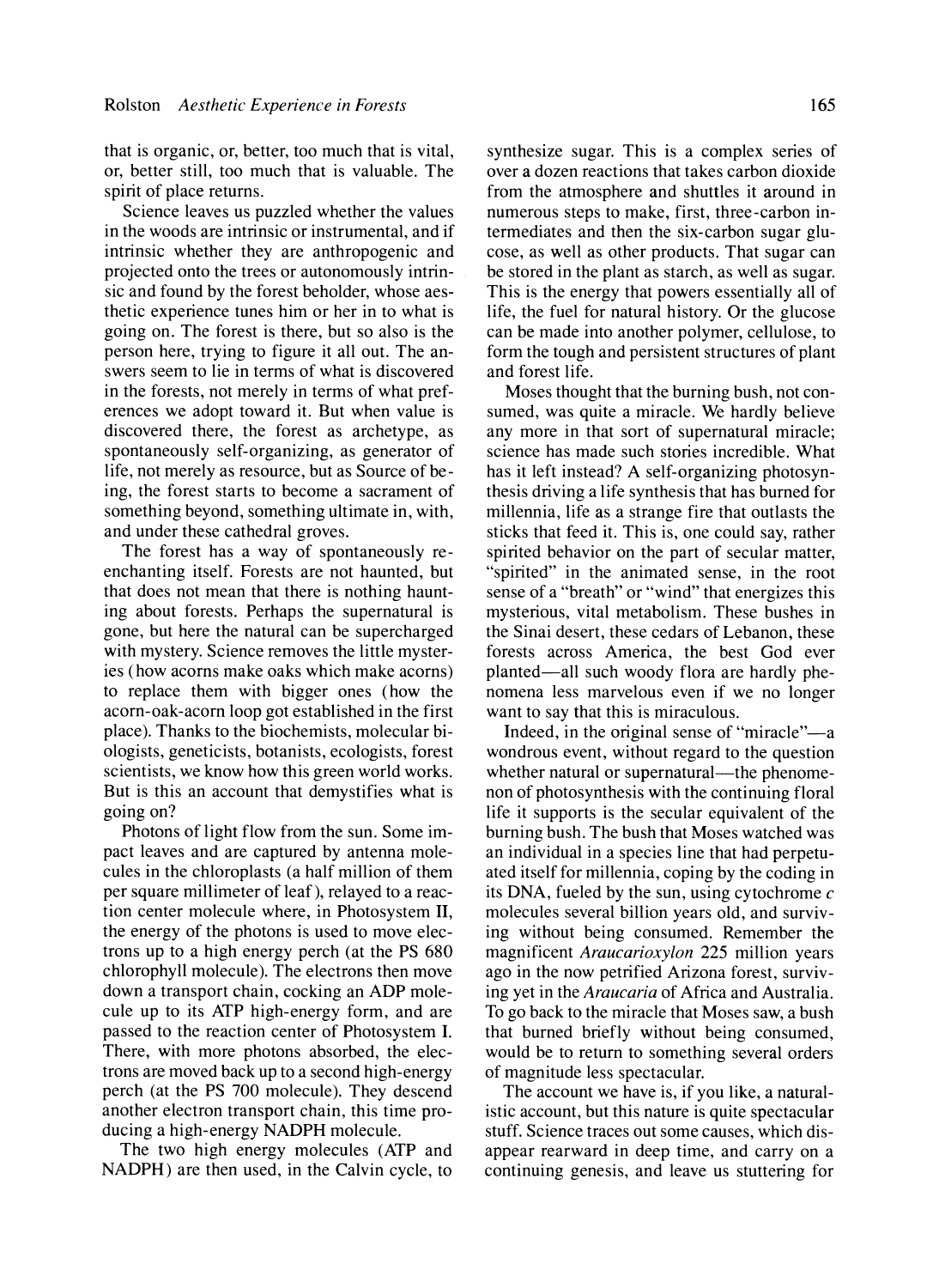that is organic, or, better, too much that is vital, or, better still, too much that is valuable. The spirit of place returns.

Science leaves us puzzled whether the values in the woods are intrinsic or instrumental, and if intrinsic whether they are anthropogenic and projected onto the trees or autonomously intrinsic and found by the forest beholder, whose aesthetic experience tunes him or her in to what is going on. The forest is there, but so also is the person here, trying to figure it all out. The answers seem to lie in terms of what is discovered in the forests, not merely in terms of what preferences we adopt toward it. But when value is discovered there, the forest as archetype, as spontaneously self-organizing, as generator of life, not merely as resource, but as Source of being, the forest starts to become a sacrament of something beyond, something ultimate in, with, and under these cathedral groves.

The forest has a way of spontaneously re-enchanting itself. Forests are not haunted, but that does not mean that there is nothing haunting about forests. Perhaps the supernatural is gone, but here the natural can be supercharged with mystery. Science removes the little mysteries (how acorns make oaks which make acorns) to replace them with bigger ones (how the acorn-oak-acorn loop got established in the first place). Thanks to the biochemists, molecular biologists, geneticists, botanists, ecologists, forest scientists, we know how this green world works. But is this an account that demystifies what is going on?

Photons of light flow from the sun. Some impact leaves and are captured by antenna molecules in the chloroplasts (a half million of them per square millimeter of leaf), relayed to a reaction center molecule where, in Photosystem II, the energy of the photons is used to move electrons up to a high energy perch (at the PS 680 chlorophyll molecule). The electrons then move down a transport chain, cocking an ADP molecule up to its ATP high-energy form, and are passed to the reaction center of Photosystem I. There, with more photons absorbed, the electrons are moved back up to a second high-energy perch (at the PS 700 molecule). They descend another electron transport chain, this time producing a high-energy NADPH molecule.

The two high energy molecules (ATP and NADPH) are then used, in the Calvin cycle, to synthesize sugar. This is a complex series of over a dozen reactions that takes carbon dioxide from the atmosphere and shuttles it around in numerous steps to make, first, three-carbon intermediates and then the six-carbon sugar glucose, as well as other products. That sugar can be stored in the plant as starch, as well as sugar. This is the energy that powers essentially all of life, the fuel for natural history. Or the glucose can be made into another polymer, cellulose, to form the tough and persistent structures of plant and forest life.

Moses thought that the burning bush, not consumed, was quite a miracle. We hardly believe any more in that sort of supernatural miracle; science has made such stories incredible. What has it left instead? A self-organizing photosynthesis driving a life synthesis that has burned for millennia, life as a strange fire that outlasts the sticks that feed it. This is, one could say, rather spirited behavior on the part of secular matter, "spirited" in the animated sense, in the root sense of a "breath" or "wind" that energizes this mysterious, vital metabolism. These bushes in the Sinai desert, these cedars of Lebanon, these forests across America, the best God ever planted—all such woody flora are hardly phenomena less marvelous even if we no longer want to say that this is miraculous.

Indeed, in the original sense of "miracle"—a wondrous event, without regard to the question whether natural or supernatural—the phenomenon of photosynthesis with the continuing floral life it supports is the secular equivalent of the burning bush. The bush that Moses watched was an individual in a species line that had perpetuated itself for millennia, coping by the coding in its DNA, fueled by the sun, using cytochrome *c* molecules several billion years old, and surviving without being consumed. Remember the magnificent *Araucarioxylon* 225 million years ago in the now petrified Arizona forest, surviving yet in the *Araucaria* of Africa and Australia. To go back to the miracle that Moses saw, a bush that burned briefly without being consumed, would be to return to something several orders of magnitude less spectacular.

The account we have is, if you like, a naturalistic account, but this nature is quite spectacular stuff. Science traces out some causes, which disappear rearward in deep time, and carry on a continuing genesis, and leave us stuttering for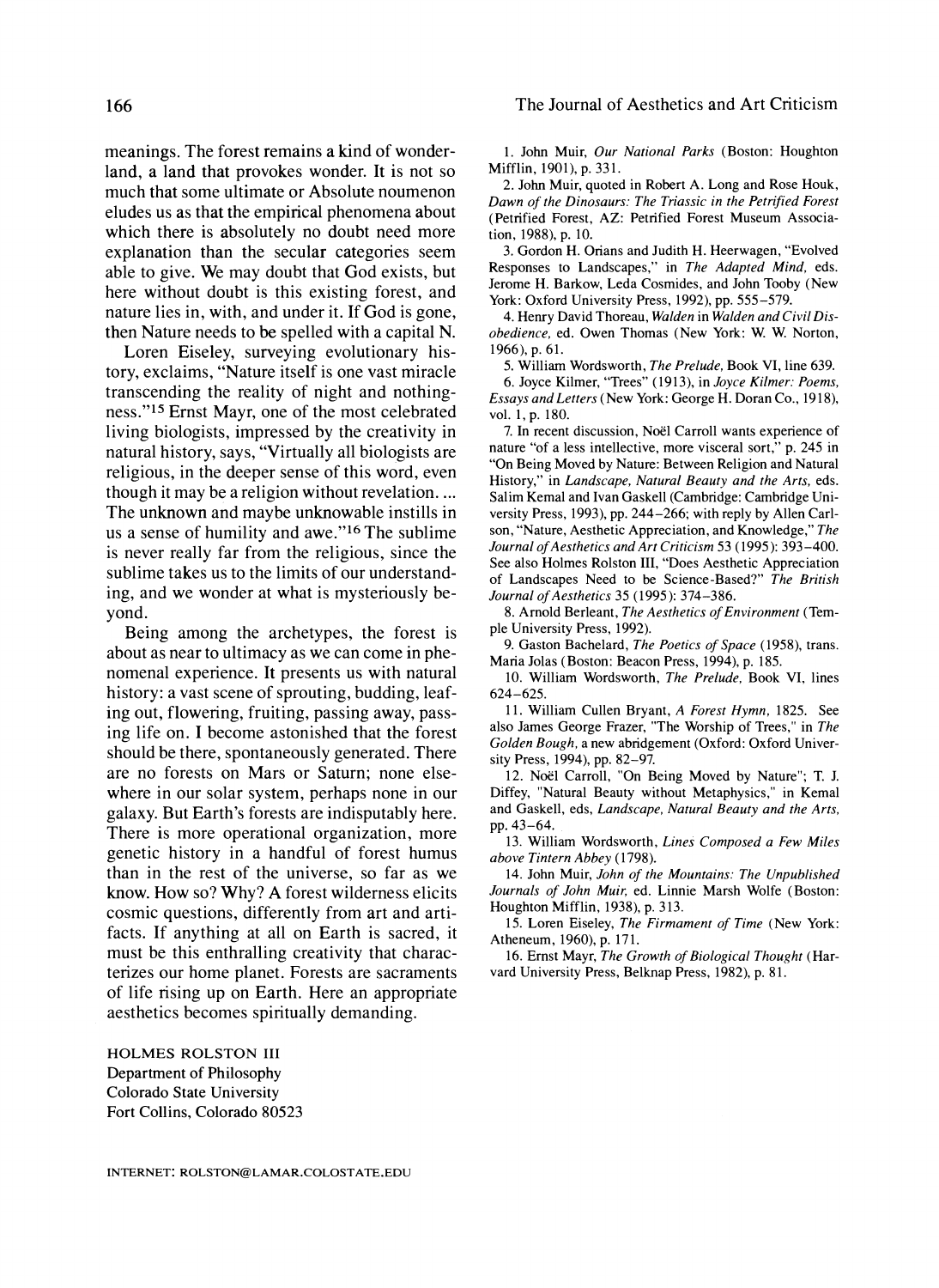meanings. The forest remains a kind of wonderland, a land that provokes wonder. It is not so much that some ultimate or Absolute noumenon eludes us as that the empirical phenomena about which there is absolutely no doubt need more explanation than the secular categories seem able to give. We may doubt that God exists, but here without doubt is this existing forest, and nature lies in, with, and under it. If God is gone, then Nature needs to be spelled with a capital N.

Loren Eiseley, surveying evolutionary history, exclaims, "Nature itself is one vast miracle transcending the reality of night and nothingness."[15] Ernst Mayr, one of the most celebrated living biologists, impressed by the creativity in natural history, says, "Virtually all biologists are religious, in the deeper sense of this word, even though it may be a religion without revelation. ... The unknown and maybe unknowable instills in us a sense of humility and awe."[16] The sublime is never really far from the religious, since the sublime takes us to the limits of our understanding, and we wonder at what is mysteriously beyond.

Being among the archetypes, the forest is about as near to ultimacy as we can come in phenomenal experience. It presents us with natural history: a vast scene of sprouting, budding, leafing out, flowering, fruiting, passing away, passing life on. I become astonished that the forest should be there, spontaneously generated. There are no forests on Mars or Saturn; none elsewhere in our solar system, perhaps none in our galaxy. But Earth's forests are indisputably here. There is more operational organization, more genetic history in a handful of forest humus than in the rest of the universe, so far as we know. How so? Why? A forest wilderness elicits cosmic questions, differently from art and artifacts. If anything at all on Earth is sacred, it must be this enthralling creativity that characterizes our home planet. Forests are sacraments of life rising up on Earth. Here an appropriate aesthetics becomes spiritually demanding.

HOLMES ROLSTON III
Department of Philosophy
Colorado State University
Fort Collins, Colorado 80523

INTERNET: ROLSTON@LAMAR.COLOSTATE.EDU

1. John Muir, *Our National Parks* (Boston: Houghton Mifflin, 1901), p. 331.

2. John Muir, quoted in Robert A. Long and Rose Houk, *Dawn of the Dinosaurs: The Triassic in the Petrified Forest* (Petrified Forest, AZ: Petrified Forest Museum Association, 1988), p. 10.

3. Gordon H. Orians and Judith H. Heerwagen, "Evolved Responses to Landscapes," in *The Adapted Mind*, eds. Jerome H. Barkow, Leda Cosmides, and John Tooby (New York: Oxford University Press, 1992), pp. 555–579.

4. Henry David Thoreau, *Walden* in *Walden and Civil Disobedience*, ed. Owen Thomas (New York: W. W. Norton, 1966), p. 61.

5. William Wordsworth, *The Prelude*, Book VI, line 639.

6. Joyce Kilmer, "Trees" (1913), in *Joyce Kilmer: Poems, Essays and Letters* (New York: George H. Doran Co., 1918), vol. 1, p. 180.

7. In recent discussion, Noël Carroll wants experience of nature "of a less intellective, more visceral sort," p. 245 in "On Being Moved by Nature: Between Religion and Natural History," in *Landscape, Natural Beauty and the Arts*, eds. Salim Kemal and Ivan Gaskell (Cambridge: Cambridge University Press, 1993), pp. 244–266; with reply by Allen Carlson, "Nature, Aesthetic Appreciation, and Knowledge," *The Journal of Aesthetics and Art Criticism* 53 (1995): 393–400. See also Holmes Rolston III, "Does Aesthetic Appreciation of Landscapes Need to be Science-Based?" *The British Journal of Aesthetics* 35 (1995): 374–386.

8. Arnold Berleant, *The Aesthetics of Environment* (Temple University Press, 1992).

9. Gaston Bachelard, *The Poetics of Space* (1958), trans. Maria Jolas (Boston: Beacon Press, 1994), p. 185.

10. William Wordsworth, *The Prelude*, Book VI, lines 624–625.

11. William Cullen Bryant, *A Forest Hymn*, 1825. See also James George Frazer, "The Worship of Trees," in *The Golden Bough*, a new abridgement (Oxford: Oxford University Press, 1994), pp. 82–97.

12. Noël Carroll, "On Being Moved by Nature"; T. J. Diffey, "Natural Beauty without Metaphysics," in Kemal and Gaskell, eds, *Landscape, Natural Beauty and the Arts*, pp. 43–64.

13. William Wordsworth, *Lines Composed a Few Miles above Tintern Abbey* (1798).

14. John Muir, *John of the Mountains: The Unpublished Journals of John Muir*, ed. Linnie Marsh Wolfe (Boston: Houghton Mifflin, 1938), p. 313.

15. Loren Eiseley, *The Firmament of Time* (New York: Atheneum, 1960), p. 171.

16. Ernst Mayr, *The Growth of Biological Thought* (Harvard University Press, Belknap Press, 1982), p. 81.